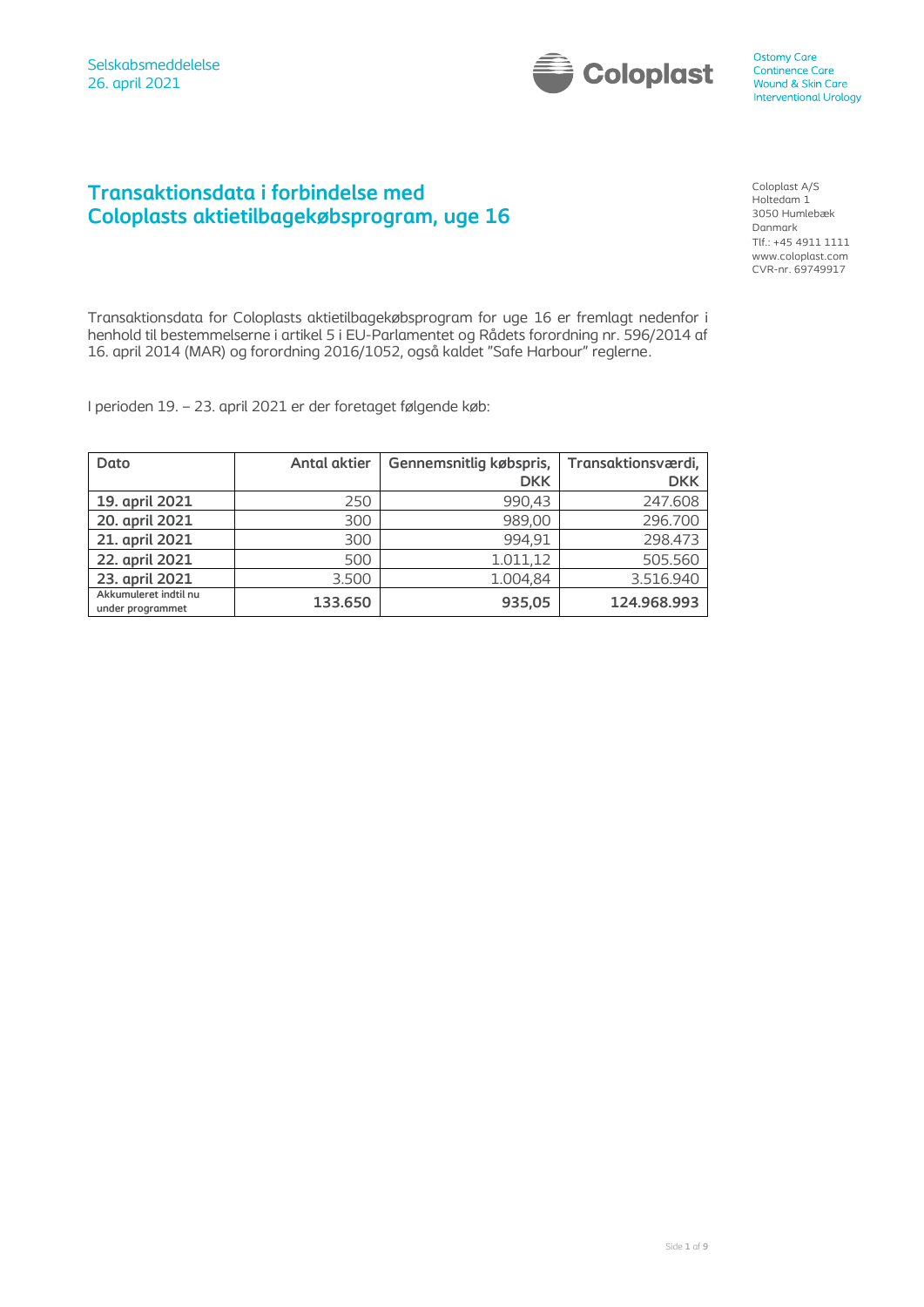Selskabsmeddelelse
26. april 2021

Ostomy Care
Continence Care
Wound & Skin Care
Interventional Urology

# Transaktionsdata i forbindelse med Coloplasts aktietilbagekøbsprogram, uge 16

Coloplast A/S
Holtedam 1
3050 Humlebæk
Danmark
Tlf.: +45 4911 1111
www.coloplast.com
CVR-nr. 69749917

Transaktionsdata for Coloplasts aktietilbagekøbsprogram for uge 16 er fremlagt nedenfor i henhold til bestemmelserne i artikel 5 i EU-Parlamentet og Rådets forordning nr. 596/2014 af 16. april 2014 (MAR) og forordning 2016/1052, også kaldet "Safe Harbour" reglerne.

I perioden 19. – 23. april 2021 er der foretaget følgende køb:

| Dato | Antal aktier | Gennemsnitlig købspris, DKK | Transaktionsværdi, DKK |
|---|---|---|---|
| **19. april 2021** | 250 | 990,43 | 247.608 |
| **20. april 2021** | 300 | 989,00 | 296.700 |
| **21. april 2021** | 300 | 994,91 | 298.473 |
| **22. april 2021** | 500 | 1.011,12 | 505.560 |
| **23. april 2021** | 3.500 | 1.004,84 | 3.516.940 |
| **Akkumuleret indtil nu under programmet** | **133.650** | **935,05** | **124.968.993** |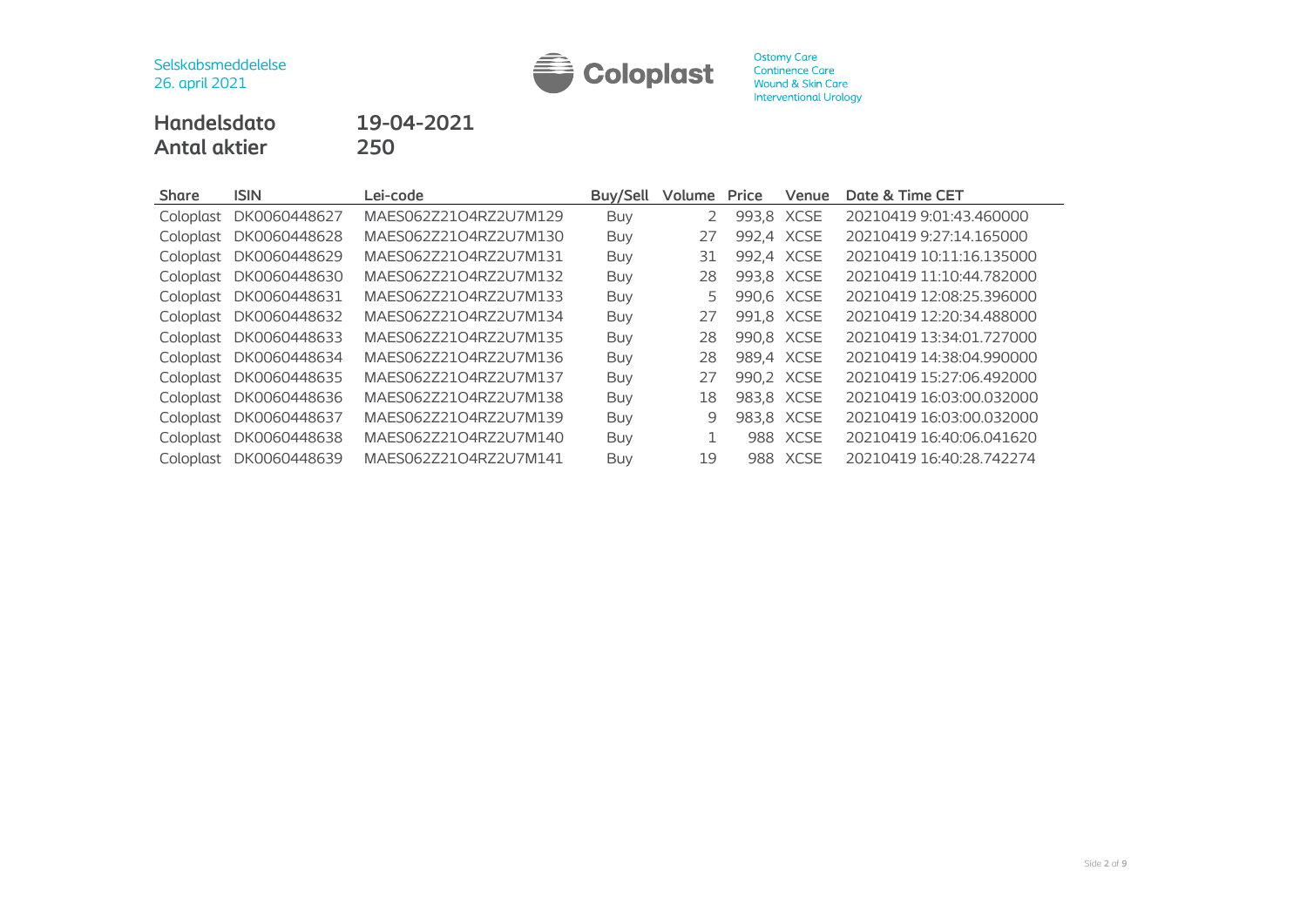Selskabsmeddelelse
26. april 2021

Ostomy Care
Continence Care
Wound & Skin Care
Interventional Urology

**Handelsdato** 19-04-2021
**Antal aktier** 250

| Share | ISIN | Lei-code | Buy/Sell | Volume | Price | Venue | Date & Time CET |
|---|---|---|---|---|---|---|---|
| Coloplast | DK0060448627 | MAES062Z21O4RZ2U7M129 | Buy | 2 | 993,8 | XCSE | 20210419 9:01:43.460000 |
| Coloplast | DK0060448628 | MAES062Z21O4RZ2U7M130 | Buy | 27 | 992,4 | XCSE | 20210419 9:27:14.165000 |
| Coloplast | DK0060448629 | MAES062Z21O4RZ2U7M131 | Buy | 31 | 992,4 | XCSE | 20210419 10:11:16.135000 |
| Coloplast | DK0060448630 | MAES062Z21O4RZ2U7M132 | Buy | 28 | 993,8 | XCSE | 20210419 11:10:44.782000 |
| Coloplast | DK0060448631 | MAES062Z21O4RZ2U7M133 | Buy | 5 | 990,6 | XCSE | 20210419 12:08:25.396000 |
| Coloplast | DK0060448632 | MAES062Z21O4RZ2U7M134 | Buy | 27 | 991,8 | XCSE | 20210419 12:20:34.488000 |
| Coloplast | DK0060448633 | MAES062Z21O4RZ2U7M135 | Buy | 28 | 990,8 | XCSE | 20210419 13:34:01.727000 |
| Coloplast | DK0060448634 | MAES062Z21O4RZ2U7M136 | Buy | 28 | 989,4 | XCSE | 20210419 14:38:04.990000 |
| Coloplast | DK0060448635 | MAES062Z21O4RZ2U7M137 | Buy | 27 | 990,2 | XCSE | 20210419 15:27:06.492000 |
| Coloplast | DK0060448636 | MAES062Z21O4RZ2U7M138 | Buy | 18 | 983,8 | XCSE | 20210419 16:03:00.032000 |
| Coloplast | DK0060448637 | MAES062Z21O4RZ2U7M139 | Buy | 9 | 983,8 | XCSE | 20210419 16:03:00.032000 |
| Coloplast | DK0060448638 | MAES062Z21O4RZ2U7M140 | Buy | 1 | 988 | XCSE | 20210419 16:40:06.041620 |
| Coloplast | DK0060448639 | MAES062Z21O4RZ2U7M141 | Buy | 19 | 988 | XCSE | 20210419 16:40:28.742274 |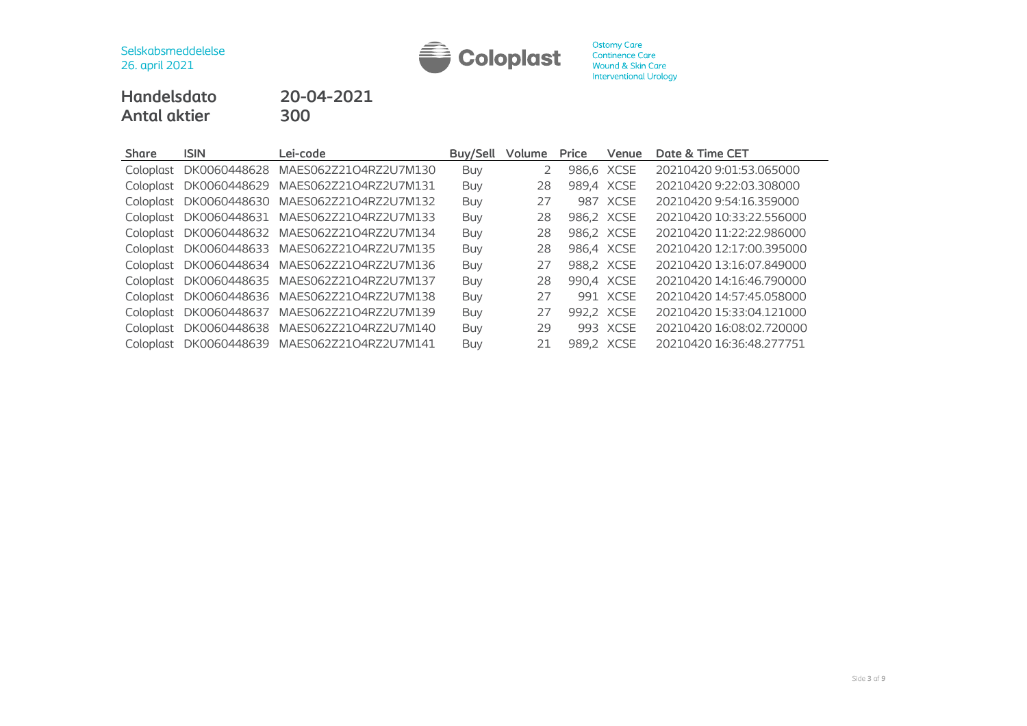Selskabsmeddelelse
26. april 2021

Ostomy Care
Continence Care
Wound & Skin Care
Interventional Urology

**Handelsdato** 20-04-2021
**Antal aktier** 300

| Share | ISIN | Lei-code | Buy/Sell | Volume | Price | Venue | Date & Time CET |
|---|---|---|---|---|---|---|---|
| Coloplast | DK0060448628 | MAES062Z21O4RZ2U7M130 | Buy | 2 | 986,6 | XCSE | 20210420 9:01:53.065000 |
| Coloplast | DK0060448629 | MAES062Z21O4RZ2U7M131 | Buy | 28 | 989,4 | XCSE | 20210420 9:22:03.308000 |
| Coloplast | DK0060448630 | MAES062Z21O4RZ2U7M132 | Buy | 27 | 987 | XCSE | 20210420 9:54:16.359000 |
| Coloplast | DK0060448631 | MAES062Z21O4RZ2U7M133 | Buy | 28 | 986,2 | XCSE | 20210420 10:33:22.556000 |
| Coloplast | DK0060448632 | MAES062Z21O4RZ2U7M134 | Buy | 28 | 986,2 | XCSE | 20210420 11:22:22.986000 |
| Coloplast | DK0060448633 | MAES062Z21O4RZ2U7M135 | Buy | 28 | 986,4 | XCSE | 20210420 12:17:00.395000 |
| Coloplast | DK0060448634 | MAES062Z21O4RZ2U7M136 | Buy | 27 | 988,2 | XCSE | 20210420 13:16:07.849000 |
| Coloplast | DK0060448635 | MAES062Z21O4RZ2U7M137 | Buy | 28 | 990,4 | XCSE | 20210420 14:16:46.790000 |
| Coloplast | DK0060448636 | MAES062Z21O4RZ2U7M138 | Buy | 27 | 991 | XCSE | 20210420 14:57:45.058000 |
| Coloplast | DK0060448637 | MAES062Z21O4RZ2U7M139 | Buy | 27 | 992,2 | XCSE | 20210420 15:33:04.121000 |
| Coloplast | DK0060448638 | MAES062Z21O4RZ2U7M140 | Buy | 29 | 993 | XCSE | 20210420 16:08:02.720000 |
| Coloplast | DK0060448639 | MAES062Z21O4RZ2U7M141 | Buy | 21 | 989,2 | XCSE | 20210420 16:36:48.277751 |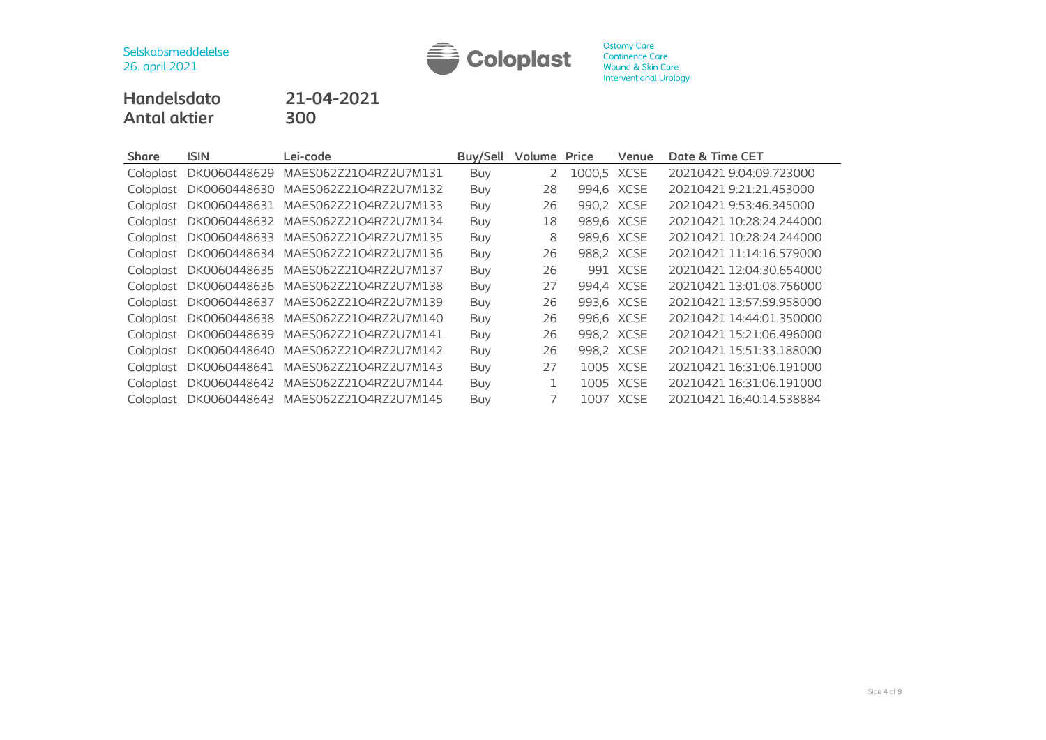Selskabsmeddelelse
26. april 2021

Ostomy Care
Continence Care
Wound & Skin Care
Interventional Urology

**Handelsdato** **21-04-2021**
**Antal aktier** **300**

| Share | ISIN | Lei-code | Buy/Sell | Volume | Price | Venue | Date & Time CET |
|---|---|---|---|---|---|---|---|
| Coloplast | DK0060448629 | MAES062Z21O4RZ2U7M131 | Buy | 2 | 1000,5 | XCSE | 20210421 9:04:09.723000 |
| Coloplast | DK0060448630 | MAES062Z21O4RZ2U7M132 | Buy | 28 | 994,6 | XCSE | 20210421 9:21:21.453000 |
| Coloplast | DK0060448631 | MAES062Z21O4RZ2U7M133 | Buy | 26 | 990,2 | XCSE | 20210421 9:53:46.345000 |
| Coloplast | DK0060448632 | MAES062Z21O4RZ2U7M134 | Buy | 18 | 989,6 | XCSE | 20210421 10:28:24.244000 |
| Coloplast | DK0060448633 | MAES062Z21O4RZ2U7M135 | Buy | 8 | 989,6 | XCSE | 20210421 10:28:24.244000 |
| Coloplast | DK0060448634 | MAES062Z21O4RZ2U7M136 | Buy | 26 | 988,2 | XCSE | 20210421 11:14:16.579000 |
| Coloplast | DK0060448635 | MAES062Z21O4RZ2U7M137 | Buy | 26 | 991 | XCSE | 20210421 12:04:30.654000 |
| Coloplast | DK0060448636 | MAES062Z21O4RZ2U7M138 | Buy | 27 | 994,4 | XCSE | 20210421 13:01:08.756000 |
| Coloplast | DK0060448637 | MAES062Z21O4RZ2U7M139 | Buy | 26 | 993,6 | XCSE | 20210421 13:57:59.958000 |
| Coloplast | DK0060448638 | MAES062Z21O4RZ2U7M140 | Buy | 26 | 996,6 | XCSE | 20210421 14:44:01.350000 |
| Coloplast | DK0060448639 | MAES062Z21O4RZ2U7M141 | Buy | 26 | 998,2 | XCSE | 20210421 15:21:06.496000 |
| Coloplast | DK0060448640 | MAES062Z21O4RZ2U7M142 | Buy | 26 | 998,2 | XCSE | 20210421 15:51:33.188000 |
| Coloplast | DK0060448641 | MAES062Z21O4RZ2U7M143 | Buy | 27 | 1005 | XCSE | 20210421 16:31:06.191000 |
| Coloplast | DK0060448642 | MAES062Z21O4RZ2U7M144 | Buy | 1 | 1005 | XCSE | 20210421 16:31:06.191000 |
| Coloplast | DK0060448643 | MAES062Z21O4RZ2U7M145 | Buy | 7 | 1007 | XCSE | 20210421 16:40:14.538884 |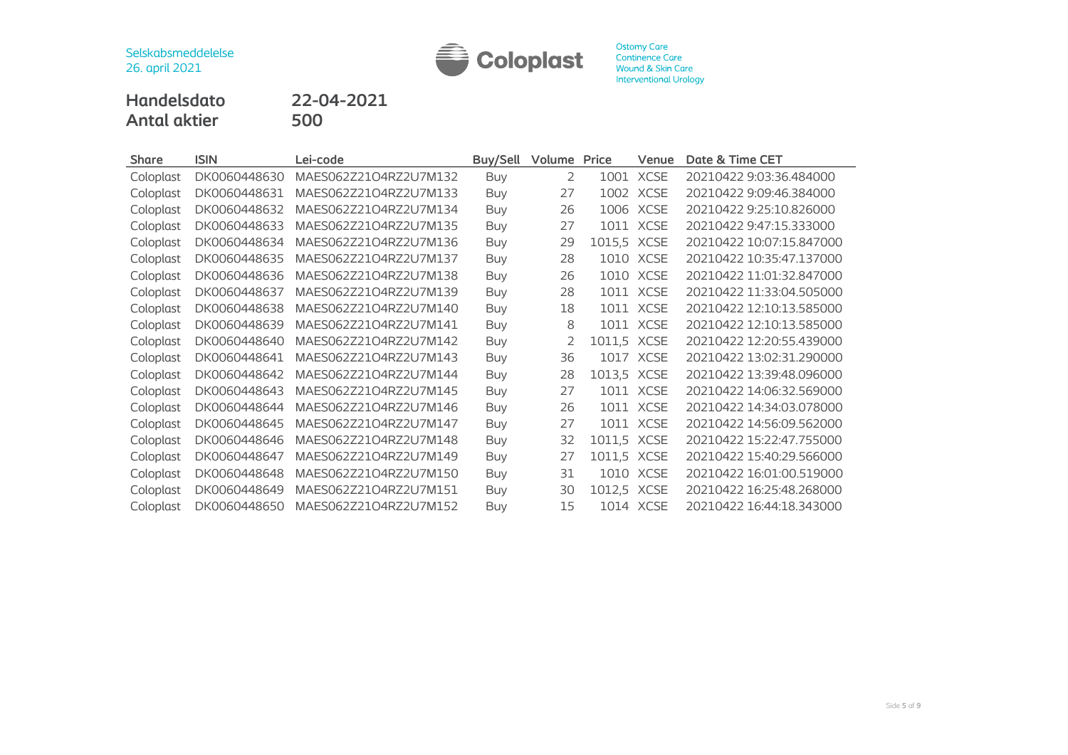Selskabsmeddelelse
26. april 2021

Ostomy Care
Continence Care
Wound & Skin Care
Interventional Urology

**Handelsdato** 22-04-2021
**Antal aktier** 500

| Share | ISIN | Lei-code | Buy/Sell | Volume | Price | Venue | Date & Time CET |
|---|---|---|---|---|---|---|---|
| Coloplast | DK0060448630 | MAES062Z21O4RZ2U7M132 | Buy | 2 | 1001 | XCSE | 20210422 9:03:36.484000 |
| Coloplast | DK0060448631 | MAES062Z21O4RZ2U7M133 | Buy | 27 | 1002 | XCSE | 20210422 9:09:46.384000 |
| Coloplast | DK0060448632 | MAES062Z21O4RZ2U7M134 | Buy | 26 | 1006 | XCSE | 20210422 9:25:10.826000 |
| Coloplast | DK0060448633 | MAES062Z21O4RZ2U7M135 | Buy | 27 | 1011 | XCSE | 20210422 9:47:15.333000 |
| Coloplast | DK0060448634 | MAES062Z21O4RZ2U7M136 | Buy | 29 | 1015,5 | XCSE | 20210422 10:07:15.847000 |
| Coloplast | DK0060448635 | MAES062Z21O4RZ2U7M137 | Buy | 28 | 1010 | XCSE | 20210422 10:35:47.137000 |
| Coloplast | DK0060448636 | MAES062Z21O4RZ2U7M138 | Buy | 26 | 1010 | XCSE | 20210422 11:01:32.847000 |
| Coloplast | DK0060448637 | MAES062Z21O4RZ2U7M139 | Buy | 28 | 1011 | XCSE | 20210422 11:33:04.505000 |
| Coloplast | DK0060448638 | MAES062Z21O4RZ2U7M140 | Buy | 18 | 1011 | XCSE | 20210422 12:10:13.585000 |
| Coloplast | DK0060448639 | MAES062Z21O4RZ2U7M141 | Buy | 8 | 1011 | XCSE | 20210422 12:10:13.585000 |
| Coloplast | DK0060448640 | MAES062Z21O4RZ2U7M142 | Buy | 2 | 1011,5 | XCSE | 20210422 12:20:55.439000 |
| Coloplast | DK0060448641 | MAES062Z21O4RZ2U7M143 | Buy | 36 | 1017 | XCSE | 20210422 13:02:31.290000 |
| Coloplast | DK0060448642 | MAES062Z21O4RZ2U7M144 | Buy | 28 | 1013,5 | XCSE | 20210422 13:39:48.096000 |
| Coloplast | DK0060448643 | MAES062Z21O4RZ2U7M145 | Buy | 27 | 1011 | XCSE | 20210422 14:06:32.569000 |
| Coloplast | DK0060448644 | MAES062Z21O4RZ2U7M146 | Buy | 26 | 1011 | XCSE | 20210422 14:34:03.078000 |
| Coloplast | DK0060448645 | MAES062Z21O4RZ2U7M147 | Buy | 27 | 1011 | XCSE | 20210422 14:56:09.562000 |
| Coloplast | DK0060448646 | MAES062Z21O4RZ2U7M148 | Buy | 32 | 1011,5 | XCSE | 20210422 15:22:47.755000 |
| Coloplast | DK0060448647 | MAES062Z21O4RZ2U7M149 | Buy | 27 | 1011,5 | XCSE | 20210422 15:40:29.566000 |
| Coloplast | DK0060448648 | MAES062Z21O4RZ2U7M150 | Buy | 31 | 1010 | XCSE | 20210422 16:01:00.519000 |
| Coloplast | DK0060448649 | MAES062Z21O4RZ2U7M151 | Buy | 30 | 1012,5 | XCSE | 20210422 16:25:48.268000 |
| Coloplast | DK0060448650 | MAES062Z21O4RZ2U7M152 | Buy | 15 | 1014 | XCSE | 20210422 16:44:18.343000 |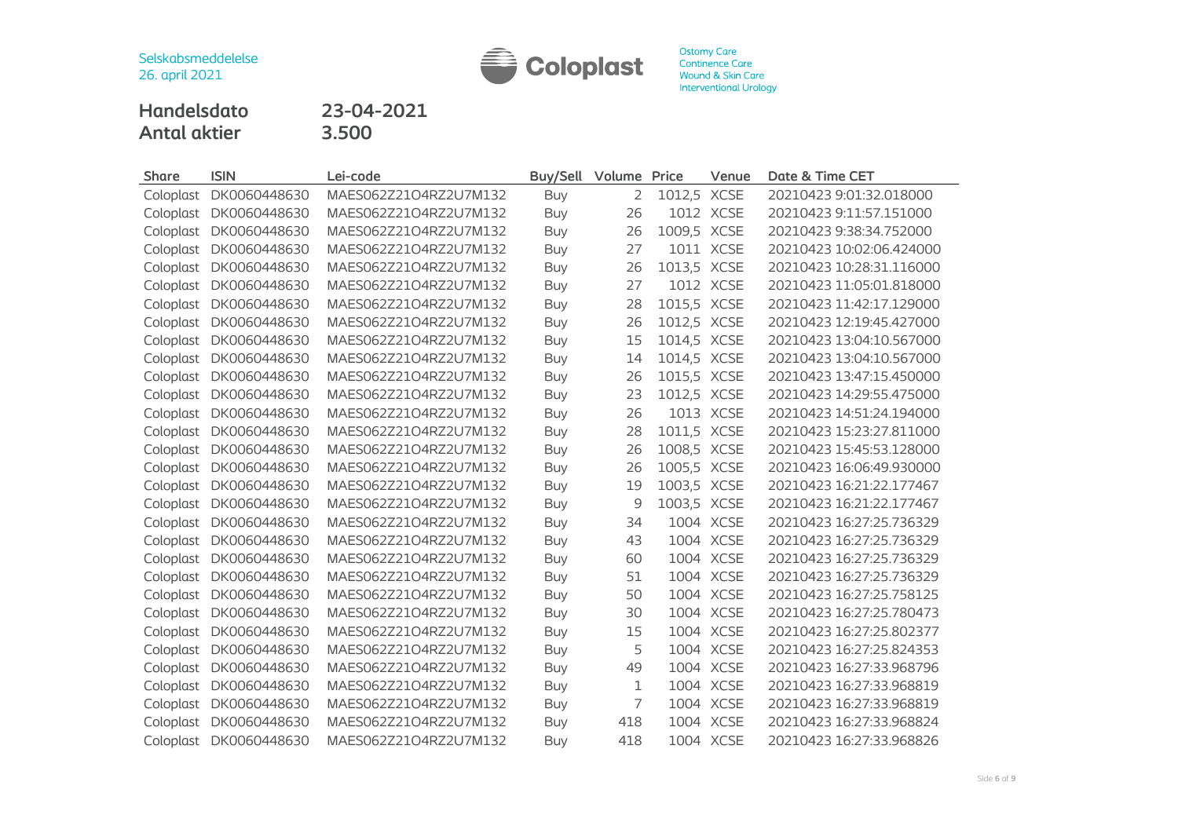Selskabsmeddelelse
26. april 2021

Ostomy Care
Continence Care
Wound & Skin Care
Interventional Urology

**Handelsdato** 23-04-2021
**Antal aktier** 3.500

| Share | ISIN | Lei-code | Buy/Sell | Volume | Price | Venue | Date & Time CET |
|---|---|---|---|---|---|---|---|
| Coloplast | DK0060448630 | MAES062Z21O4RZ2U7M132 | Buy | 2 | 1012,5 | XCSE | 20210423 9:01:32.018000 |
| Coloplast | DK0060448630 | MAES062Z21O4RZ2U7M132 | Buy | 26 | 1012 | XCSE | 20210423 9:11:57.151000 |
| Coloplast | DK0060448630 | MAES062Z21O4RZ2U7M132 | Buy | 26 | 1009,5 | XCSE | 20210423 9:38:34.752000 |
| Coloplast | DK0060448630 | MAES062Z21O4RZ2U7M132 | Buy | 27 | 1011 | XCSE | 20210423 10:02:06.424000 |
| Coloplast | DK0060448630 | MAES062Z21O4RZ2U7M132 | Buy | 26 | 1013,5 | XCSE | 20210423 10:28:31.116000 |
| Coloplast | DK0060448630 | MAES062Z21O4RZ2U7M132 | Buy | 27 | 1012 | XCSE | 20210423 11:05:01.818000 |
| Coloplast | DK0060448630 | MAES062Z21O4RZ2U7M132 | Buy | 28 | 1015,5 | XCSE | 20210423 11:42:17.129000 |
| Coloplast | DK0060448630 | MAES062Z21O4RZ2U7M132 | Buy | 26 | 1012,5 | XCSE | 20210423 12:19:45.427000 |
| Coloplast | DK0060448630 | MAES062Z21O4RZ2U7M132 | Buy | 15 | 1014,5 | XCSE | 20210423 13:04:10.567000 |
| Coloplast | DK0060448630 | MAES062Z21O4RZ2U7M132 | Buy | 14 | 1014,5 | XCSE | 20210423 13:04:10.567000 |
| Coloplast | DK0060448630 | MAES062Z21O4RZ2U7M132 | Buy | 26 | 1015,5 | XCSE | 20210423 13:47:15.450000 |
| Coloplast | DK0060448630 | MAES062Z21O4RZ2U7M132 | Buy | 23 | 1012,5 | XCSE | 20210423 14:29:55.475000 |
| Coloplast | DK0060448630 | MAES062Z21O4RZ2U7M132 | Buy | 26 | 1013 | XCSE | 20210423 14:51:24.194000 |
| Coloplast | DK0060448630 | MAES062Z21O4RZ2U7M132 | Buy | 28 | 1011,5 | XCSE | 20210423 15:23:27.811000 |
| Coloplast | DK0060448630 | MAES062Z21O4RZ2U7M132 | Buy | 26 | 1008,5 | XCSE | 20210423 15:45:53.128000 |
| Coloplast | DK0060448630 | MAES062Z21O4RZ2U7M132 | Buy | 26 | 1005,5 | XCSE | 20210423 16:06:49.930000 |
| Coloplast | DK0060448630 | MAES062Z21O4RZ2U7M132 | Buy | 19 | 1003,5 | XCSE | 20210423 16:21:22.177467 |
| Coloplast | DK0060448630 | MAES062Z21O4RZ2U7M132 | Buy | 9 | 1003,5 | XCSE | 20210423 16:21:22.177467 |
| Coloplast | DK0060448630 | MAES062Z21O4RZ2U7M132 | Buy | 34 | 1004 | XCSE | 20210423 16:27:25.736329 |
| Coloplast | DK0060448630 | MAES062Z21O4RZ2U7M132 | Buy | 43 | 1004 | XCSE | 20210423 16:27:25.736329 |
| Coloplast | DK0060448630 | MAES062Z21O4RZ2U7M132 | Buy | 60 | 1004 | XCSE | 20210423 16:27:25.736329 |
| Coloplast | DK0060448630 | MAES062Z21O4RZ2U7M132 | Buy | 51 | 1004 | XCSE | 20210423 16:27:25.736329 |
| Coloplast | DK0060448630 | MAES062Z21O4RZ2U7M132 | Buy | 50 | 1004 | XCSE | 20210423 16:27:25.758125 |
| Coloplast | DK0060448630 | MAES062Z21O4RZ2U7M132 | Buy | 30 | 1004 | XCSE | 20210423 16:27:25.780473 |
| Coloplast | DK0060448630 | MAES062Z21O4RZ2U7M132 | Buy | 15 | 1004 | XCSE | 20210423 16:27:25.802377 |
| Coloplast | DK0060448630 | MAES062Z21O4RZ2U7M132 | Buy | 5 | 1004 | XCSE | 20210423 16:27:25.824353 |
| Coloplast | DK0060448630 | MAES062Z21O4RZ2U7M132 | Buy | 49 | 1004 | XCSE | 20210423 16:27:33.968796 |
| Coloplast | DK0060448630 | MAES062Z21O4RZ2U7M132 | Buy | 1 | 1004 | XCSE | 20210423 16:27:33.968819 |
| Coloplast | DK0060448630 | MAES062Z21O4RZ2U7M132 | Buy | 7 | 1004 | XCSE | 20210423 16:27:33.968819 |
| Coloplast | DK0060448630 | MAES062Z21O4RZ2U7M132 | Buy | 418 | 1004 | XCSE | 20210423 16:27:33.968824 |
| Coloplast | DK0060448630 | MAES062Z21O4RZ2U7M132 | Buy | 418 | 1004 | XCSE | 20210423 16:27:33.968826 |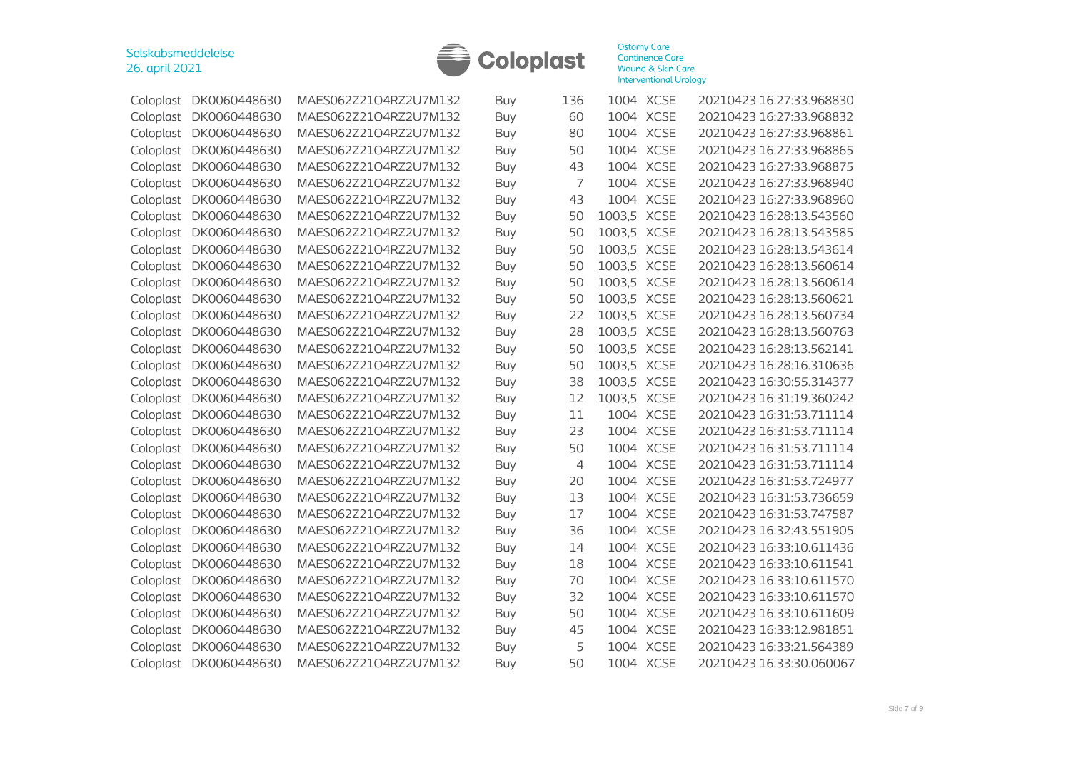| | | | | | | | |
|---|---|---|---|---|---|---|---|
| Coloplast | DK0060448630 | MAES062Z21O4RZ2U7M132 | Buy | 136 | 1004 | XCSE | 20210423 16:27:33.968830 |
| Coloplast | DK0060448630 | MAES062Z21O4RZ2U7M132 | Buy | 60 | 1004 | XCSE | 20210423 16:27:33.968832 |
| Coloplast | DK0060448630 | MAES062Z21O4RZ2U7M132 | Buy | 80 | 1004 | XCSE | 20210423 16:27:33.968861 |
| Coloplast | DK0060448630 | MAES062Z21O4RZ2U7M132 | Buy | 50 | 1004 | XCSE | 20210423 16:27:33.968865 |
| Coloplast | DK0060448630 | MAES062Z21O4RZ2U7M132 | Buy | 43 | 1004 | XCSE | 20210423 16:27:33.968875 |
| Coloplast | DK0060448630 | MAES062Z21O4RZ2U7M132 | Buy | 7 | 1004 | XCSE | 20210423 16:27:33.968940 |
| Coloplast | DK0060448630 | MAES062Z21O4RZ2U7M132 | Buy | 43 | 1004 | XCSE | 20210423 16:27:33.968960 |
| Coloplast | DK0060448630 | MAES062Z21O4RZ2U7M132 | Buy | 50 | 1003,5 | XCSE | 20210423 16:28:13.543560 |
| Coloplast | DK0060448630 | MAES062Z21O4RZ2U7M132 | Buy | 50 | 1003,5 | XCSE | 20210423 16:28:13.543585 |
| Coloplast | DK0060448630 | MAES062Z21O4RZ2U7M132 | Buy | 50 | 1003,5 | XCSE | 20210423 16:28:13.543614 |
| Coloplast | DK0060448630 | MAES062Z21O4RZ2U7M132 | Buy | 50 | 1003,5 | XCSE | 20210423 16:28:13.560614 |
| Coloplast | DK0060448630 | MAES062Z21O4RZ2U7M132 | Buy | 50 | 1003,5 | XCSE | 20210423 16:28:13.560614 |
| Coloplast | DK0060448630 | MAES062Z21O4RZ2U7M132 | Buy | 50 | 1003,5 | XCSE | 20210423 16:28:13.560621 |
| Coloplast | DK0060448630 | MAES062Z21O4RZ2U7M132 | Buy | 22 | 1003,5 | XCSE | 20210423 16:28:13.560734 |
| Coloplast | DK0060448630 | MAES062Z21O4RZ2U7M132 | Buy | 28 | 1003,5 | XCSE | 20210423 16:28:13.560763 |
| Coloplast | DK0060448630 | MAES062Z21O4RZ2U7M132 | Buy | 50 | 1003,5 | XCSE | 20210423 16:28:13.562141 |
| Coloplast | DK0060448630 | MAES062Z21O4RZ2U7M132 | Buy | 50 | 1003,5 | XCSE | 20210423 16:28:16.310636 |
| Coloplast | DK0060448630 | MAES062Z21O4RZ2U7M132 | Buy | 38 | 1003,5 | XCSE | 20210423 16:30:55.314377 |
| Coloplast | DK0060448630 | MAES062Z21O4RZ2U7M132 | Buy | 12 | 1003,5 | XCSE | 20210423 16:31:19.360242 |
| Coloplast | DK0060448630 | MAES062Z21O4RZ2U7M132 | Buy | 11 | 1004 | XCSE | 20210423 16:31:53.711114 |
| Coloplast | DK0060448630 | MAES062Z21O4RZ2U7M132 | Buy | 23 | 1004 | XCSE | 20210423 16:31:53.711114 |
| Coloplast | DK0060448630 | MAES062Z21O4RZ2U7M132 | Buy | 50 | 1004 | XCSE | 20210423 16:31:53.711114 |
| Coloplast | DK0060448630 | MAES062Z21O4RZ2U7M132 | Buy | 4 | 1004 | XCSE | 20210423 16:31:53.711114 |
| Coloplast | DK0060448630 | MAES062Z21O4RZ2U7M132 | Buy | 20 | 1004 | XCSE | 20210423 16:31:53.724977 |
| Coloplast | DK0060448630 | MAES062Z21O4RZ2U7M132 | Buy | 13 | 1004 | XCSE | 20210423 16:31:53.736659 |
| Coloplast | DK0060448630 | MAES062Z21O4RZ2U7M132 | Buy | 17 | 1004 | XCSE | 20210423 16:31:53.747587 |
| Coloplast | DK0060448630 | MAES062Z21O4RZ2U7M132 | Buy | 36 | 1004 | XCSE | 20210423 16:32:43.551905 |
| Coloplast | DK0060448630 | MAES062Z21O4RZ2U7M132 | Buy | 14 | 1004 | XCSE | 20210423 16:33:10.611436 |
| Coloplast | DK0060448630 | MAES062Z21O4RZ2U7M132 | Buy | 18 | 1004 | XCSE | 20210423 16:33:10.611541 |
| Coloplast | DK0060448630 | MAES062Z21O4RZ2U7M132 | Buy | 70 | 1004 | XCSE | 20210423 16:33:10.611570 |
| Coloplast | DK0060448630 | MAES062Z21O4RZ2U7M132 | Buy | 32 | 1004 | XCSE | 20210423 16:33:10.611570 |
| Coloplast | DK0060448630 | MAES062Z21O4RZ2U7M132 | Buy | 50 | 1004 | XCSE | 20210423 16:33:10.611609 |
| Coloplast | DK0060448630 | MAES062Z21O4RZ2U7M132 | Buy | 45 | 1004 | XCSE | 20210423 16:33:12.981851 |
| Coloplast | DK0060448630 | MAES062Z21O4RZ2U7M132 | Buy | 5 | 1004 | XCSE | 20210423 16:33:21.564389 |
| Coloplast | DK0060448630 | MAES062Z21O4RZ2U7M132 | Buy | 50 | 1004 | XCSE | 20210423 16:33:30.060067 |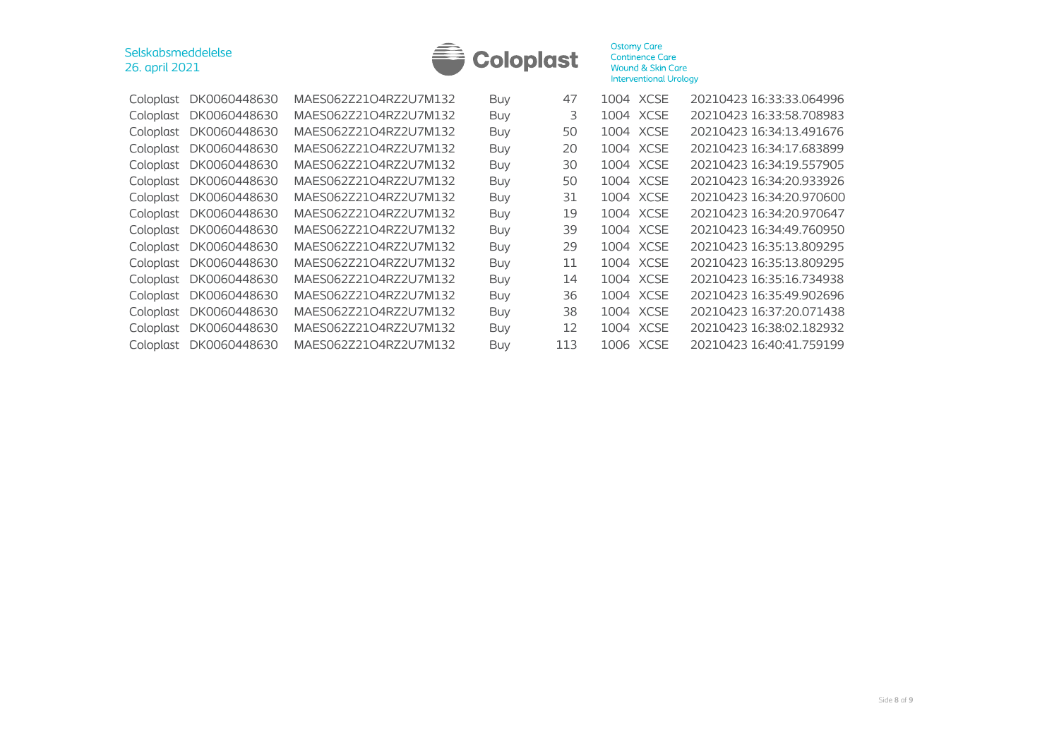| | | | | | | | |
|---|---|---|---|---|---|---|---|
| Coloplast | DK0060448630 | MAES062Z21O4RZ2U7M132 | Buy | 47 | 1004 | XCSE | 20210423 16:33:33.064996 |
| Coloplast | DK0060448630 | MAES062Z21O4RZ2U7M132 | Buy | 3 | 1004 | XCSE | 20210423 16:33:58.708983 |
| Coloplast | DK0060448630 | MAES062Z21O4RZ2U7M132 | Buy | 50 | 1004 | XCSE | 20210423 16:34:13.491676 |
| Coloplast | DK0060448630 | MAES062Z21O4RZ2U7M132 | Buy | 20 | 1004 | XCSE | 20210423 16:34:17.683899 |
| Coloplast | DK0060448630 | MAES062Z21O4RZ2U7M132 | Buy | 30 | 1004 | XCSE | 20210423 16:34:19.557905 |
| Coloplast | DK0060448630 | MAES062Z21O4RZ2U7M132 | Buy | 50 | 1004 | XCSE | 20210423 16:34:20.933926 |
| Coloplast | DK0060448630 | MAES062Z21O4RZ2U7M132 | Buy | 31 | 1004 | XCSE | 20210423 16:34:20.970600 |
| Coloplast | DK0060448630 | MAES062Z21O4RZ2U7M132 | Buy | 19 | 1004 | XCSE | 20210423 16:34:20.970647 |
| Coloplast | DK0060448630 | MAES062Z21O4RZ2U7M132 | Buy | 39 | 1004 | XCSE | 20210423 16:34:49.760950 |
| Coloplast | DK0060448630 | MAES062Z21O4RZ2U7M132 | Buy | 29 | 1004 | XCSE | 20210423 16:35:13.809295 |
| Coloplast | DK0060448630 | MAES062Z21O4RZ2U7M132 | Buy | 11 | 1004 | XCSE | 20210423 16:35:13.809295 |
| Coloplast | DK0060448630 | MAES062Z21O4RZ2U7M132 | Buy | 14 | 1004 | XCSE | 20210423 16:35:16.734938 |
| Coloplast | DK0060448630 | MAES062Z21O4RZ2U7M132 | Buy | 36 | 1004 | XCSE | 20210423 16:35:49.902696 |
| Coloplast | DK0060448630 | MAES062Z21O4RZ2U7M132 | Buy | 38 | 1004 | XCSE | 20210423 16:37:20.071438 |
| Coloplast | DK0060448630 | MAES062Z21O4RZ2U7M132 | Buy | 12 | 1004 | XCSE | 20210423 16:38:02.182932 |
| Coloplast | DK0060448630 | MAES062Z21O4RZ2U7M132 | Buy | 113 | 1006 | XCSE | 20210423 16:40:41.759199 |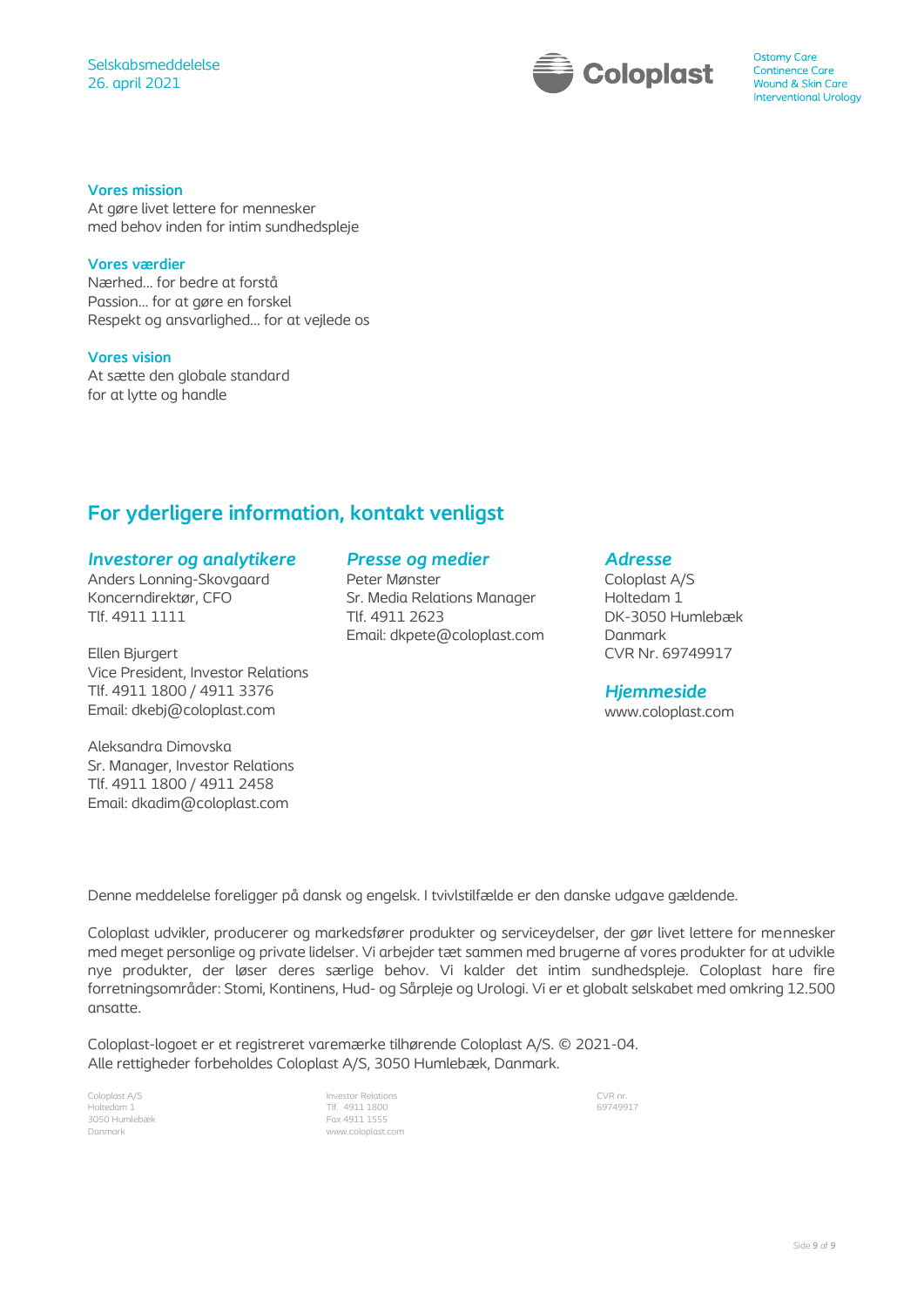### Vores mission

At gøre livet lettere for mennesker
med behov inden for intim sundhedspleje

### Vores værdier

Nærhed… for bedre at forstå
Passion… for at gøre en forskel
Respekt og ansvarlighed… for at vejlede os

### Vores vision

At sætte den globale standard
for at lytte og handle

## For yderligere information, kontakt venligst

### *Investorer og analytikere*

Anders Lonning-Skovgaard
Koncerndirektør, CFO
Tlf. 4911 1111

Ellen Bjurgert
Vice President, Investor Relations
Tlf. 4911 1800 / 4911 3376
Email: dkebj@coloplast.com

Aleksandra Dimovska
Sr. Manager, Investor Relations
Tlf. 4911 1800 / 4911 2458
Email: dkadim@coloplast.com

### *Presse og medier*

Peter Mønster
Sr. Media Relations Manager
Tlf. 4911 2623
Email: dkpete@coloplast.com

### *Adresse*

Coloplast A/S
Holtedam 1
DK-3050 Humlebæk
Danmark
CVR Nr. 69749917

### *Hjemmeside*

www.coloplast.com

Denne meddelelse foreligger på dansk og engelsk. I tvivlstilfælde er den danske udgave gældende.

Coloplast udvikler, producerer og markedsfører produkter og serviceydelser, der gør livet lettere for mennesker med meget personlige og private lidelser. Vi arbejder tæt sammen med brugerne af vores produkter for at udvikle nye produkter, der løser deres særlige behov. Vi kalder det intim sundhedspleje. Coloplast har fire forretningsområder: Stomi, Kontinens, Hud- og Sårpleje og Urologi. Vi er et globalt selskabet med omkring 12.500 ansatte.

Coloplast-logoet er et registreret varemærke tilhørende Coloplast A/S. © 2021-04.
Alle rettigheder forbeholdes Coloplast A/S, 3050 Humlebæk, Danmark.